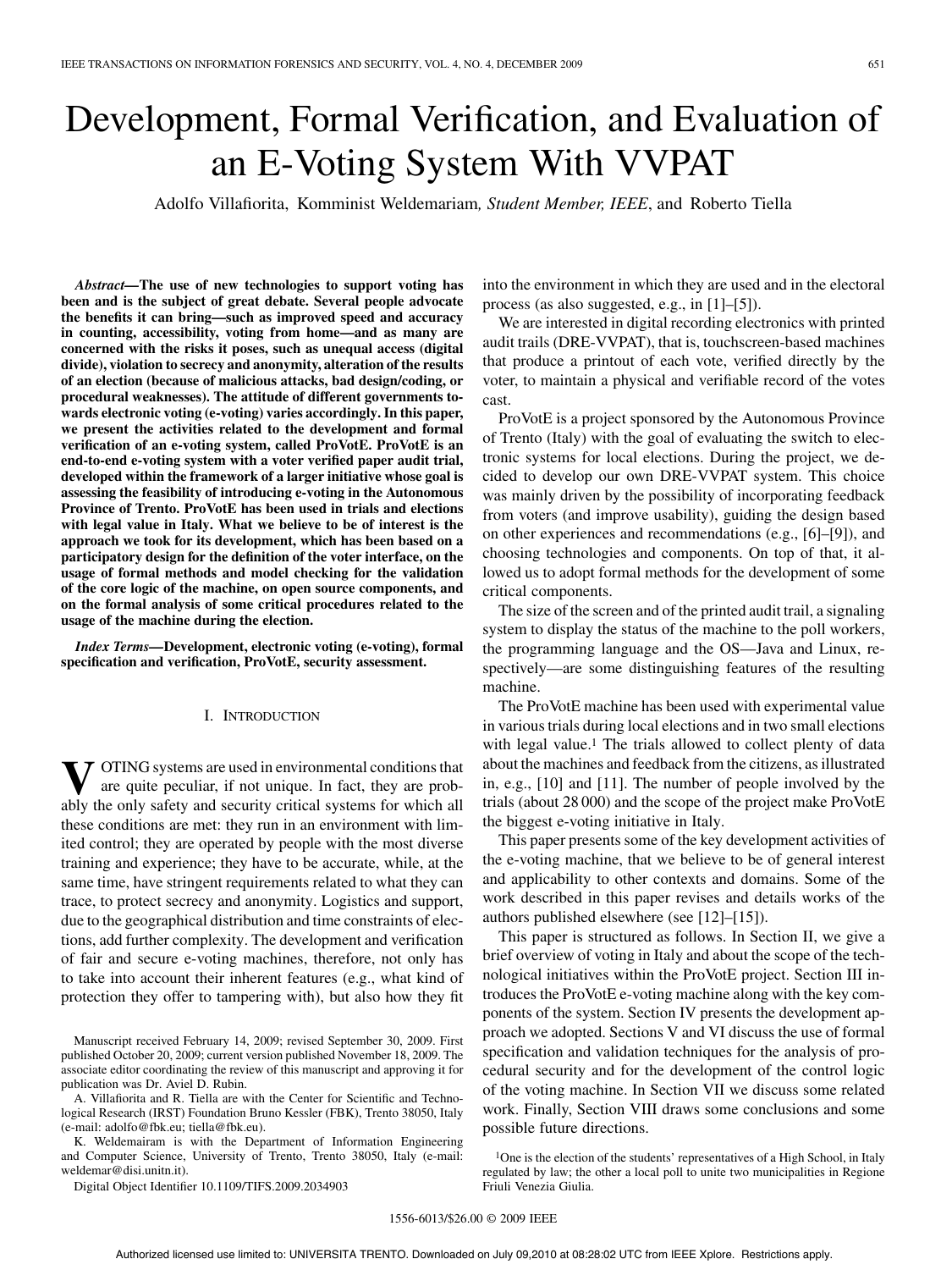# Development, Formal Verification, and Evaluation of an E-Voting System With VVPAT

Adolfo Villafiorita, Komminist Weldemariam, *Student Member, IEEE*, and Roberto Tiella

***Abstract*—The use of new technologies to support voting has been and is the subject of great debate. Several people advocate the benefits it can bring—such as improved speed and accuracy in counting, accessibility, voting from home—and as many are concerned with the risks it poses, such as unequal access (digital divide), violation to secrecy and anonymity, alteration of the results of an election (because of malicious attacks, bad design/coding, or procedural weaknesses). The attitude of different governments towards electronic voting (e-voting) varies accordingly. In this paper, we present the activities related to the development and formal verification of an e-voting system, called ProVotE. ProVotE is an end-to-end e-voting system with a voter verified paper audit trial, developed within the framework of a larger initiative whose goal is assessing the feasibility of introducing e-voting in the Autonomous Province of Trento. ProVotE has been used in trials and elections with legal value in Italy. What we believe to be of interest is the approach we took for its development, which has been based on a participatory design for the definition of the voter interface, on the usage of formal methods and model checking for the validation of the core logic of the machine, on open source components, and on the formal analysis of some critical procedures related to the usage of the machine during the election.**

***Index Terms*—Development, electronic voting (e-voting), formal specification and verification, ProVotE, security assessment.**

## I. Introduction

Voting systems are used in environmental conditions that are quite peculiar, if not unique. In fact, they are probably the only safety and security critical systems for which all these conditions are met: they run in an environment with limited control; they are operated by people with the most diverse training and experience; they have to be accurate, while, at the same time, have stringent requirements related to what they can trace, to protect secrecy and anonymity. Logistics and support, due to the geographical distribution and time constraints of elections, add further complexity. The development and verification of fair and secure e-voting machines, therefore, not only has to take into account their inherent features (e.g., what kind of protection they offer to tampering with), but also how they fit into the environment in which they are used and in the electoral process (as also suggested, e.g., in [1]–[5]).

We are interested in digital recording electronics with printed audit trails (DRE-VVPAT), that is, touchscreen-based machines that produce a printout of each vote, verified directly by the voter, to maintain a physical and verifiable record of the votes cast.

ProVotE is a project sponsored by the Autonomous Province of Trento (Italy) with the goal of evaluating the switch to electronic systems for local elections. During the project, we decided to develop our own DRE-VVPAT system. This choice was mainly driven by the possibility of incorporating feedback from voters (and improve usability), guiding the design based on other experiences and recommendations (e.g., [6]–[9]), and choosing technologies and components. On top of that, it allowed us to adopt formal methods for the development of some critical components.

The size of the screen and of the printed audit trail, a signaling system to display the status of the machine to the poll workers, the programming language and the OS—Java and Linux, respectively—are some distinguishing features of the resulting machine.

The ProVotE machine has been used with experimental value in various trials during local elections and in two small elections with legal value.[1] The trials allowed to collect plenty of data about the machines and feedback from the citizens, as illustrated in, e.g., [10] and [11]. The number of people involved by the trials (about 28 000) and the scope of the project make ProVotE the biggest e-voting initiative in Italy.

This paper presents some of the key development activities of the e-voting machine, that we believe to be of general interest and applicability to other contexts and domains. Some of the work described in this paper revises and details works of the authors published elsewhere (see [12]–[15]).

This paper is structured as follows. In Section II, we give a brief overview of voting in Italy and about the scope of the technological initiatives within the ProVotE project. Section III introduces the ProVotE e-voting machine along with the key components of the system. Section IV presents the development approach we adopted. Sections V and VI discuss the use of formal specification and validation techniques for the analysis of procedural security and for the development of the control logic of the voting machine. In Section VII we discuss some related work. Finally, Section VIII draws some conclusions and some possible future directions.

[1]One is the election of the students' representatives of a High School, in Italy regulated by law; the other a local poll to unite two municipalities in Regione Friuli Venezia Giulia.

Manuscript received February 14, 2009; revised September 30, 2009. First published October 20, 2009; current version published November 18, 2009. The associate editor coordinating the review of this manuscript and approving it for publication was Dr. Aviel D. Rubin.

A. Villafiorita and R. Tiella are with the Center for Scientific and Technological Research (IRST) Foundation Bruno Kessler (FBK), Trento 38050, Italy (e-mail: adolfo@fbk.eu; tiella@fbk.eu).

K. Weldemairam is with the Department of Information Engineering and Computer Science, University of Trento, Trento 38050, Italy (e-mail: weldemar@disi.unitn.it).

Digital Object Identifier 10.1109/TIFS.2009.2034903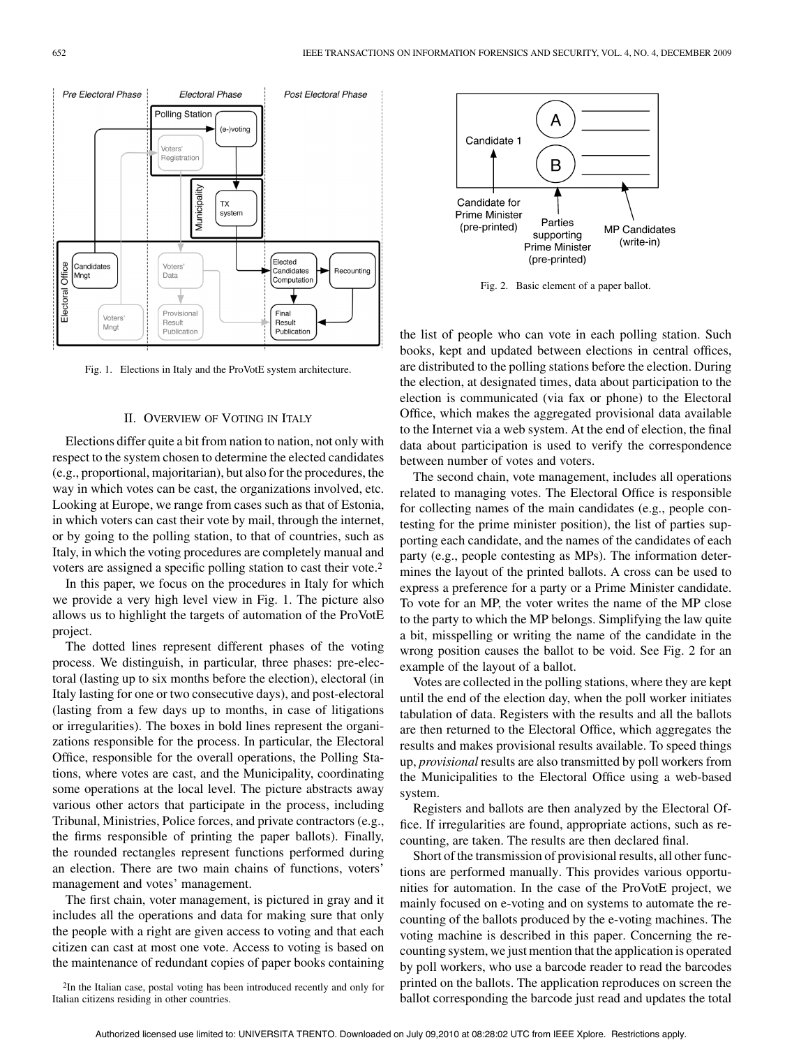Pre Electoral Phase

Electoral Phase

Post Electoral Phase

Polling Station

(e-)voting

Voters' Registration

Municipality

TX system

Electoral Office

Candidates Mngt

Voters' Data

Elected Candidates Computation

Recounting

Voters' Mngt

Provisional Result Publication

Final Result Publication

Fig. 1. Elections in Italy and the ProVotE system architecture.

Candidate 1

A

B

Candidate for Prime Minister (pre-printed)

Parties supporting Prime Minister (pre-printed)

MP Candidates (write-in)

Fig. 2. Basic element of a paper ballot.

## II. Overview of Voting in Italy

Elections differ quite a bit from nation to nation, not only with respect to the system chosen to determine the elected candidates (e.g., proportional, majoritarian), but also for the procedures, the way in which votes can be cast, the organizations involved, etc. Looking at Europe, we range from cases such as that of Estonia, in which voters can cast their vote by mail, through the internet, or by going to the polling station, to that of countries, such as Italy, in which the voting procedures are completely manual and voters are assigned a specific polling station to cast their vote.[2]

In this paper, we focus on the procedures in Italy for which we provide a very high level view in Fig. 1. The picture also allows us to highlight the targets of automation of the ProVotE project.

The dotted lines represent different phases of the voting process. We distinguish, in particular, three phases: pre-electoral (lasting up to six months before the election), electoral (in Italy lasting for one or two consecutive days), and post-electoral (lasting from a few days up to months, in case of litigations or irregularities). The boxes in bold lines represent the organizations responsible for the process. In particular, the Electoral Office, responsible for the overall operations, the Polling Stations, where votes are cast, and the Municipality, coordinating some operations at the local level. The picture abstracts away various other actors that participate in the process, including Tribunal, Ministries, Police forces, and private contractors (e.g., the firms responsible of printing the paper ballots). Finally, the rounded rectangles represent functions performed during an election. There are two main chains of functions, voters' management and votes' management.

The first chain, voter management, is pictured in gray and it includes all the operations and data for making sure that only the people with a right are given access to voting and that each citizen can cast at most one vote. Access to voting is based on the maintenance of redundant copies of paper books containing the list of people who can vote in each polling station. Such books, kept and updated between elections in central offices, are distributed to the polling stations before the election. During the election, at designated times, data about participation to the election is communicated (via fax or phone) to the Electoral Office, which makes the aggregated provisional data available to the Internet via a web system. At the end of election, the final data about participation is used to verify the correspondence between number of votes and voters.

The second chain, vote management, includes all operations related to managing votes. The Electoral Office is responsible for collecting names of the main candidates (e.g., people contesting for the prime minister position), the list of parties supporting each candidate, and the names of the candidates of each party (e.g., people contesting as MPs). The information determines the layout of the printed ballots. A cross can be used to express a preference for a party or a Prime Minister candidate. To vote for an MP, the voter writes the name of the MP close to the party to which the MP belongs. Simplifying the law quite a bit, misspelling or writing the name of the candidate in the wrong position causes the ballot to be void. See Fig. 2 for an example of the layout of a ballot.

Votes are collected in the polling stations, where they are kept until the end of the election day, when the poll worker initiates tabulation of data. Registers with the results and all the ballots are then returned to the Electoral Office, which aggregates the results and makes provisional results available. To speed things up, *provisional* results are also transmitted by poll workers from the Municipalities to the Electoral Office using a web-based system.

Registers and ballots are then analyzed by the Electoral Office. If irregularities are found, appropriate actions, such as recounting, are taken. The results are then declared final.

Short of the transmission of provisional results, all other functions are performed manually. This provides various opportunities for automation. In the case of the ProVotE project, we mainly focused on e-voting and on systems to automate the recounting of the ballots produced by the e-voting machines. The voting machine is described in this paper. Concerning the recounting system, we just mention that the application is operated by poll workers, who use a barcode reader to read the barcodes printed on the ballots. The application reproduces on screen the ballot corresponding the barcode just read and updates the total

[2] In the Italian case, postal voting has been introduced recently and only for Italian citizens residing in other countries.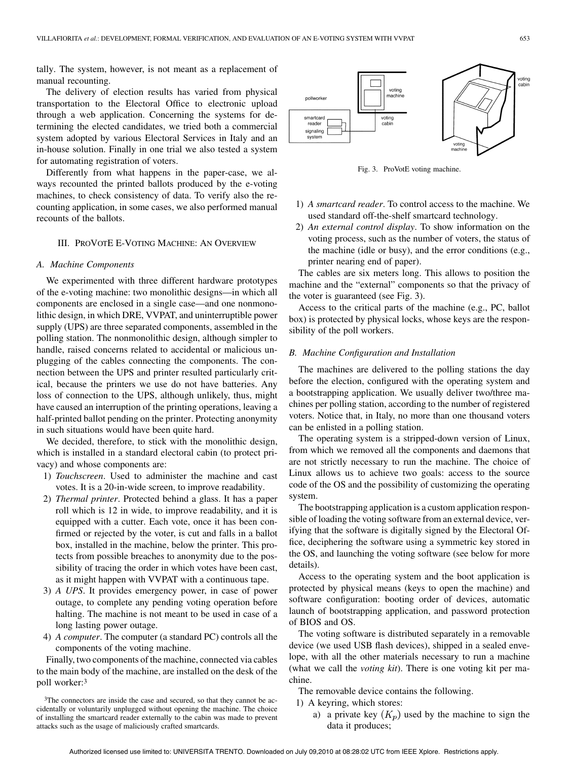tally. The system, however, is not meant as a replacement of manual recounting.

The delivery of election results has varied from physical transportation to the Electoral Office to electronic upload through a web application. Concerning the systems for determining the elected candidates, we tried both a commercial system adopted by various Electoral Services in Italy and an in-house solution. Finally in one trial we also tested a system for automating registration of voters.

Differently from what happens in the paper-case, we always recounted the printed ballots produced by the e-voting machines, to check consistency of data. To verify also the recounting application, in some cases, we also performed manual recounts of the ballots.

## III. ProVotE E-Voting Machine: An Overview

### A. Machine Components

We experimented with three different hardware prototypes of the e-voting machine: two monolithic designs—in which all components are enclosed in a single case—and one nonmonolithic design, in which DRE, VVPAT, and uninterruptible power supply (UPS) are three separated components, assembled in the polling station. The nonmonolithic design, although simpler to handle, raised concerns related to accidental or malicious unplugging of the cables connecting the components. The connection between the UPS and printer resulted particularly critical, because the printers we use do not have batteries. Any loss of connection to the UPS, although unlikely, thus, might have caused an interruption of the printing operations, leaving a half-printed ballot pending on the printer. Protecting anonymity in such situations would have been quite hard.

We decided, therefore, to stick with the monolithic design, which is installed in a standard electoral cabin (to protect privacy) and whose components are:

1) *Touchscreen*. Used to administer the machine and cast votes. It is a 20-in-wide screen, to improve readability.
2) *Thermal printer*. Protected behind a glass. It has a paper roll which is 12 in wide, to improve readability, and it is equipped with a cutter. Each vote, once it has been confirmed or rejected by the voter, is cut and falls in a ballot box, installed in the machine, below the printer. This protects from possible breaches to anonymity due to the possibility of tracing the order in which votes have been cast, as it might happen with VVPAT with a continuous tape.
3) *A UPS*. It provides emergency power, in case of power outage, to complete any pending voting operation before halting. The machine is not meant to be used in case of a long lasting power outage.
4) *A computer*. The computer (a standard PC) controls all the components of the voting machine.

Finally, two components of the machine, connected via cables to the main body of the machine, are installed on the desk of the poll worker:[3]

[3]The connectors are inside the case and secured, so that they cannot be accidentally or voluntarily unplugged without opening the machine. The choice of installing the smartcard reader externally to the cabin was made to prevent attacks such as the usage of maliciously crafted smartcards.

pollworker
smartcard reader
signaling system
voting machine
voting cabin
voting cabin
voting machine

Fig. 3. ProVotE voting machine.

1) *A smartcard reader*. To control access to the machine. We used standard off-the-shelf smartcard technology.
2) *An external control display*. To show information on the voting process, such as the number of voters, the status of the machine (idle or busy), and the error conditions (e.g., printer nearing end of paper).

The cables are six meters long. This allows to position the machine and the "external" components so that the privacy of the voter is guaranteed (see Fig. 3).

Access to the critical parts of the machine (e.g., PC, ballot box) is protected by physical locks, whose keys are the responsibility of the poll workers.

### B. Machine Configuration and Installation

The machines are delivered to the polling stations the day before the election, configured with the operating system and a bootstrapping application. We usually deliver two/three machines per polling station, according to the number of registered voters. Notice that, in Italy, no more than one thousand voters can be enlisted in a polling station.

The operating system is a stripped-down version of Linux, from which we removed all the components and daemons that are not strictly necessary to run the machine. The choice of Linux allows us to achieve two goals: access to the source code of the OS and the possibility of customizing the operating system.

The bootstrapping application is a custom application responsible of loading the voting software from an external device, verifying that the software is digitally signed by the Electoral Office, deciphering the software using a symmetric key stored in the OS, and launching the voting software (see below for more details).

Access to the operating system and the boot application is protected by physical means (keys to open the machine) and software configuration: booting order of devices, automatic launch of bootstrapping application, and password protection of BIOS and OS.

The voting software is distributed separately in a removable device (we used USB flash devices), shipped in a sealed envelope, with all the other materials necessary to run a machine (what we call the *voting kit*). There is one voting kit per machine.

The removable device contains the following.

1) A keyring, which stores:
   a) a private key $(K_p)$ used by the machine to sign the data it produces;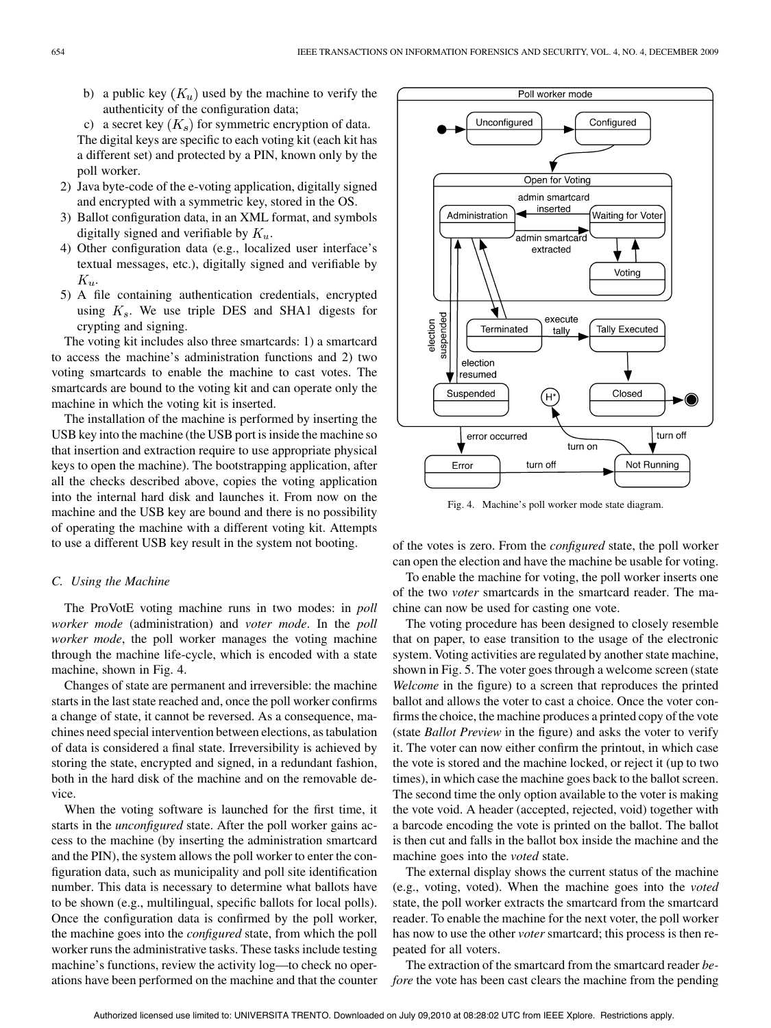b) a public key ($K_u$) used by the machine to verify the authenticity of the configuration data;

c) a secret key ($K_s$) for symmetric encryption of data.

The digital keys are specific to each voting kit (each kit has a different set) and protected by a PIN, known only by the poll worker.

2) Java byte-code of the e-voting application, digitally signed and encrypted with a symmetric key, stored in the OS.
3) Ballot configuration data, in an XML format, and symbols digitally signed and verifiable by $K_u$.
4) Other configuration data (e.g., localized user interface's textual messages, etc.), digitally signed and verifiable by $K_u$.
5) A file containing authentication credentials, encrypted using $K_s$. We use triple DES and SHA1 digests for crypting and signing.

The voting kit includes also three smartcards: 1) a smartcard to access the machine's administration functions and 2) two voting smartcards to enable the machine to cast votes. The smartcards are bound to the voting kit and can operate only the machine in which the voting kit is inserted.

The installation of the machine is performed by inserting the USB key into the machine (the USB port is inside the machine so that insertion and extraction require to use appropriate physical keys to open the machine). The bootstrapping application, after all the checks described above, copies the voting application into the internal hard disk and launches it. From now on the machine and the USB key are bound and there is no possibility of operating the machine with a different voting kit. Attempts to use a different USB key result in the system not booting.

### C. Using the Machine

The ProVotE voting machine runs in two modes: in *poll worker mode* (administration) and *voter mode*. In the *poll worker mode*, the poll worker manages the voting machine through the machine life-cycle, which is encoded with a state machine, shown in Fig. 4.

Changes of state are permanent and irreversible: the machine starts in the last state reached and, once the poll worker confirms a change of state, it cannot be reversed. As a consequence, machines need special intervention between elections, as tabulation of data is considered a final state. Irreversibility is achieved by storing the state, encrypted and signed, in a redundant fashion, both in the hard disk of the machine and on the removable device.

When the voting software is launched for the first time, it starts in the *unconfigured* state. After the poll worker gains access to the machine (by inserting the administration smartcard and the PIN), the system allows the poll worker to enter the configuration data, such as municipality and poll site identification number. This data is necessary to determine what ballots have to be shown (e.g., multilingual, specific ballots for local polls). Once the configuration data is confirmed by the poll worker, the machine goes into the *configured* state, from which the poll worker runs the administrative tasks. These tasks include testing machine's functions, review the activity log—to check no operations have been performed on the machine and that the counter of the votes is zero. From the *configured* state, the poll worker can open the election and have the machine be usable for voting.

Poll worker mode
Unconfigured
Configured
Open for Voting
Administration
admin smartcard inserted
Waiting for Voter
admin smartcard extracted
Voting
election suspended
Terminated
execute tally
Tally Executed
election resumed
Suspended
H*
Closed
error occurred
turn on
turn off
Error
turn off
Not Running

Fig. 4. Machine's poll worker mode state diagram.

To enable the machine for voting, the poll worker inserts one of the two *voter* smartcards in the smartcard reader. The machine can now be used for casting one vote.

The voting procedure has been designed to closely resemble that on paper, to ease transition to the usage of the electronic system. Voting activities are regulated by another state machine, shown in Fig. 5. The voter goes through a welcome screen (state *Welcome* in the figure) to a screen that reproduces the printed ballot and allows the voter to cast a choice. Once the voter confirms the choice, the machine produces a printed copy of the vote (state *Ballot Preview* in the figure) and asks the voter to verify it. The voter can now either confirm the printout, in which case the vote is stored and the machine locked, or reject it (up to two times), in which case the machine goes back to the ballot screen. The second time the only option available to the voter is making the vote void. A header (accepted, rejected, void) together with a barcode encoding the vote is printed on the ballot. The ballot is then cut and falls in the ballot box inside the machine and the machine goes into the *voted* state.

The external display shows the current status of the machine (e.g., voting, voted). When the machine goes into the *voted* state, the poll worker extracts the smartcard from the smartcard reader. To enable the machine for the next voter, the poll worker has now to use the other *voter* smartcard; this process is then repeated for all voters.

The extraction of the smartcard from the smartcard reader *before* the vote has been cast clears the machine from the pending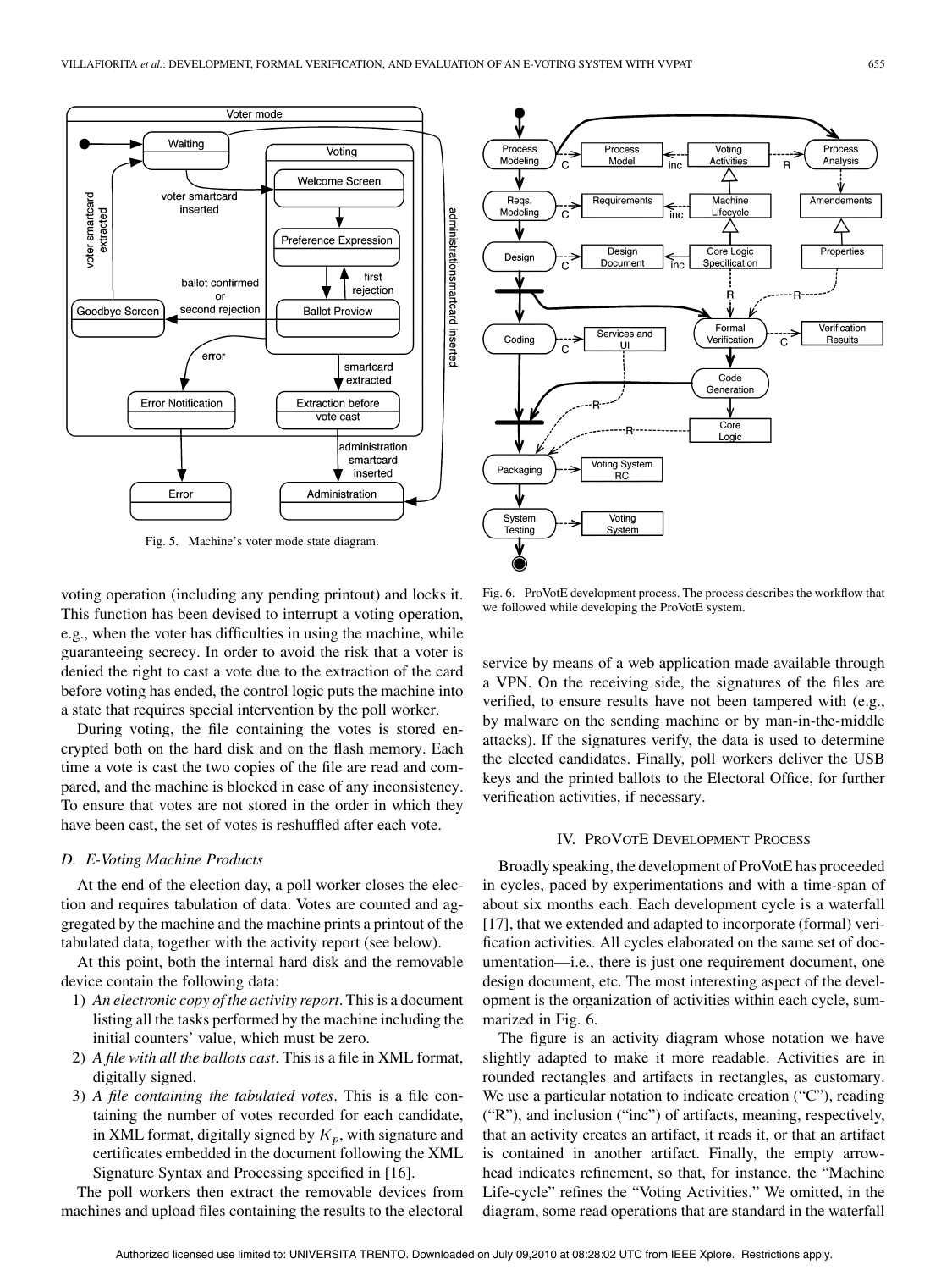Fig. 5. Machine's voter mode state diagram.

Fig. 6. ProVotE development process. The process describes the workflow that we followed while developing the ProVotE system.

voting operation (including any pending printout) and locks it. This function has been devised to interrupt a voting operation, e.g., when the voter has difficulties in using the machine, while guaranteeing secrecy. In order to avoid the risk that a voter is denied the right to cast a vote due to the extraction of the card before voting has ended, the control logic puts the machine into a state that requires special intervention by the poll worker.

During voting, the file containing the votes is stored encrypted both on the hard disk and on the flash memory. Each time a vote is cast the two copies of the file are read and compared, and the machine is blocked in case of any inconsistency. To ensure that votes are not stored in the order in which they have been cast, the set of votes is reshuffled after each vote.

### D. E-Voting Machine Products

At the end of the election day, a poll worker closes the election and requires tabulation of data. Votes are counted and aggregated by the machine and the machine prints a printout of the tabulated data, together with the activity report (see below).

At this point, both the internal hard disk and the removable device contain the following data:

1) *An electronic copy of the activity report*. This is a document listing all the tasks performed by the machine including the initial counters' value, which must be zero.
2) *A file with all the ballots cast*. This is a file in XML format, digitally signed.
3) *A file containing the tabulated votes*. This is a file containing the number of votes recorded for each candidate, in XML format, digitally signed by $K_p$, with signature and certificates embedded in the document following the XML Signature Syntax and Processing specified in [16].

The poll workers then extract the removable devices from machines and upload files containing the results to the electoral service by means of a web application made available through a VPN. On the receiving side, the signatures of the files are verified, to ensure results have not been tampered with (e.g., by malware on the sending machine or by man-in-the-middle attacks). If the signatures verify, the data is used to determine the elected candidates. Finally, poll workers deliver the USB keys and the printed ballots to the Electoral Office, for further verification activities, if necessary.

## IV. ProVotE Development Process

Broadly speaking, the development of ProVotE has proceeded in cycles, paced by experimentations and with a time-span of about six months each. Each development cycle is a waterfall [17], that we extended and adapted to incorporate (formal) verification activities. All cycles elaborated on the same set of documentation—i.e., there is just one requirement document, one design document, etc. The most interesting aspect of the development is the organization of activities within each cycle, summarized in Fig. 6.

The figure is an activity diagram whose notation we have slightly adapted to make it more readable. Activities are in rounded rectangles and artifacts in rectangles, as customary. We use a particular notation to indicate creation ("C"), reading ("R"), and inclusion ("inc") of artifacts, meaning, respectively, that an activity creates an artifact, it reads it, or that an artifact is contained in another artifact. Finally, the empty arrowhead indicates refinement, so that, for instance, the "Machine Life-cycle" refines the "Voting Activities." We omitted, in the diagram, some read operations that are standard in the waterfall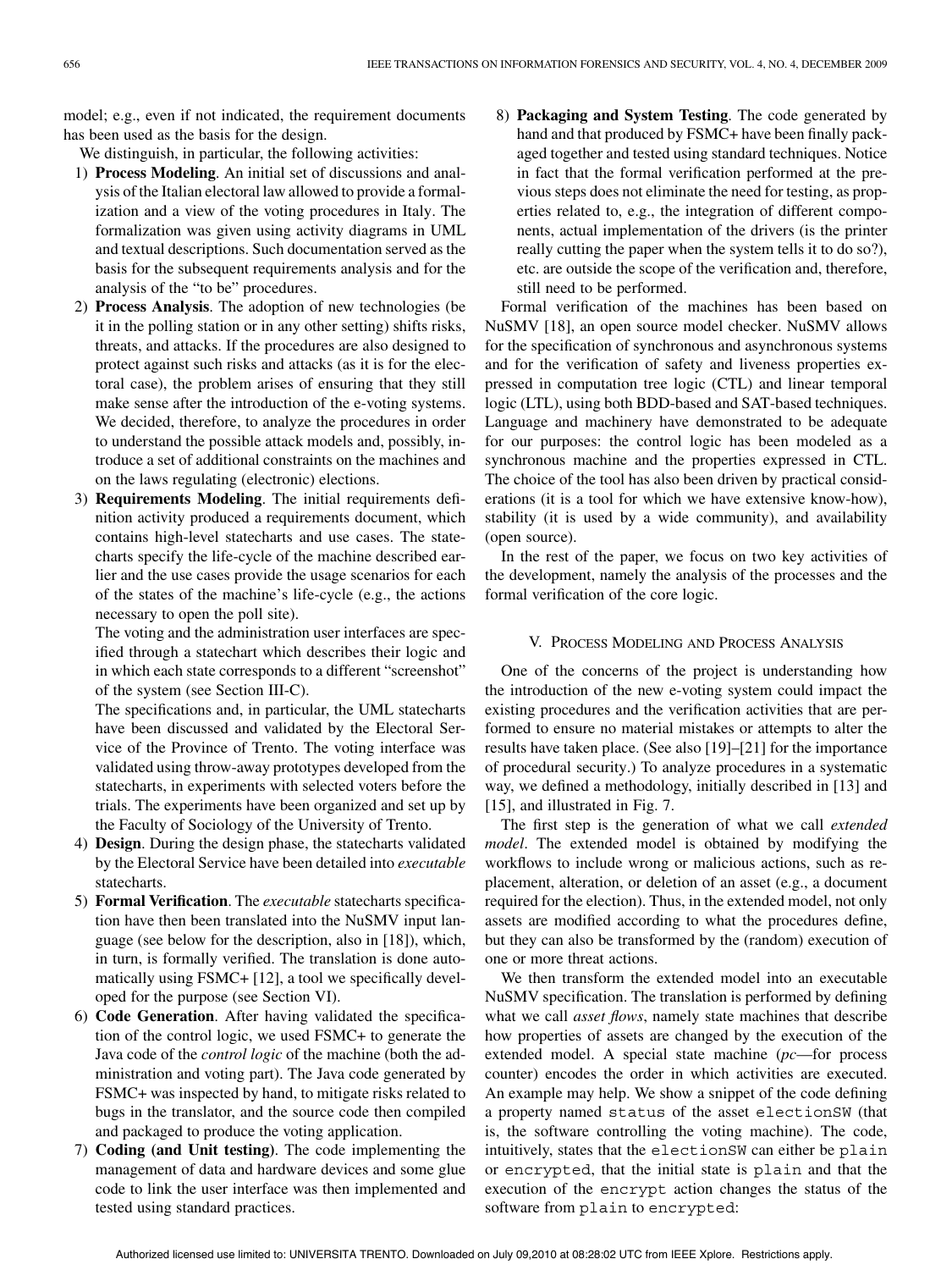model; e.g., even if not indicated, the requirement documents has been used as the basis for the design.

We distinguish, in particular, the following activities:

1) **Process Modeling**. An initial set of discussions and analysis of the Italian electoral law allowed to provide a formalization and a view of the voting procedures in Italy. The formalization was given using activity diagrams in UML and textual descriptions. Such documentation served as the basis for the subsequent requirements analysis and for the analysis of the "to be" procedures.
2) **Process Analysis**. The adoption of new technologies (be it in the polling station or in any other setting) shifts risks, threats, and attacks. If the procedures are also designed to protect against such risks and attacks (as it is for the electoral case), the problem arises of ensuring that they still make sense after the introduction of the e-voting systems. We decided, therefore, to analyze the procedures in order to understand the possible attack models and, possibly, introduce a set of additional constraints on the machines and on the laws regulating (electronic) elections.
3) **Requirements Modeling**. The initial requirements definition activity produced a requirements document, which contains high-level statecharts and use cases. The statecharts specify the life-cycle of the machine described earlier and the use cases provide the usage scenarios for each of the states of the machine's life-cycle (e.g., the actions necessary to open the poll site).

   The voting and the administration user interfaces are specified through a statechart which describes their logic and in which each state corresponds to a different "screenshot" of the system (see Section III-C).

   The specifications and, in particular, the UML statecharts have been discussed and validated by the Electoral Service of the Province of Trento. The voting interface was validated using throw-away prototypes developed from the statecharts, in experiments with selected voters before the trials. The experiments have been organized and set up by the Faculty of Sociology of the University of Trento.
4) **Design**. During the design phase, the statecharts validated by the Electoral Service have been detailed into *executable* statecharts.
5) **Formal Verification**. The *executable* statecharts specification have then been translated into the NuSMV input language (see below for the description, also in [18]), which, in turn, is formally verified. The translation is done automatically using FSMC+ [12], a tool we specifically developed for the purpose (see Section VI).
6) **Code Generation**. After having validated the specification of the control logic, we used FSMC+ to generate the Java code of the *control logic* of the machine (both the administration and voting part). The Java code generated by FSMC+ was inspected by hand, to mitigate risks related to bugs in the translator, and the source code then compiled and packaged to produce the voting application.
7) **Coding (and Unit testing)**. The code implementing the management of data and hardware devices and some glue code to link the user interface was then implemented and tested using standard practices.
8) **Packaging and System Testing**. The code generated by hand and that produced by FSMC+ have been finally packaged together and tested using standard techniques. Notice in fact that the formal verification performed at the previous steps does not eliminate the need for testing, as properties related to, e.g., the integration of different components, actual implementation of the drivers (is the printer really cutting the paper when the system tells it to do so?), etc. are outside the scope of the verification and, therefore, still need to be performed.

Formal verification of the machines has been based on NuSMV [18], an open source model checker. NuSMV allows for the specification of synchronous and asynchronous systems and for the verification of safety and liveness properties expressed in computation tree logic (CTL) and linear temporal logic (LTL), using both BDD-based and SAT-based techniques. Language and machinery have demonstrated to be adequate for our purposes: the control logic has been modeled as a synchronous machine and the properties expressed in CTL. The choice of the tool has also been driven by practical considerations (it is a tool for which we have extensive know-how), stability (it is used by a wide community), and availability (open source).

In the rest of the paper, we focus on two key activities of the development, namely the analysis of the processes and the formal verification of the core logic.

## V. Process Modeling and Process Analysis

One of the concerns of the project is understanding how the introduction of the new e-voting system could impact the existing procedures and the verification activities that are performed to ensure no material mistakes or attempts to alter the results have taken place. (See also [19]–[21] for the importance of procedural security.) To analyze procedures in a systematic way, we defined a methodology, initially described in [13] and [15], and illustrated in Fig. 7.

The first step is the generation of what we call *extended model*. The extended model is obtained by modifying the workflows to include wrong or malicious actions, such as replacement, alteration, or deletion of an asset (e.g., a document required for the election). Thus, in the extended model, not only assets are modified according to what the procedures define, but they can also be transformed by the (random) execution of one or more threat actions.

We then transform the extended model into an executable NuSMV specification. The translation is performed by defining what we call *asset flows*, namely state machines that describe how properties of assets are changed by the execution of the extended model. A special state machine (*pc*—for process counter) encodes the order in which activities are executed. An example may help. We show a snippet of the code defining a property named `status` of the asset `electionSW` (that is, the software controlling the voting machine). The code, intuitively, states that the `electionSW` can either be `plain` or `encrypted`, that the initial state is `plain` and that the execution of the `encrypt` action changes the status of the software from `plain` to `encrypted`: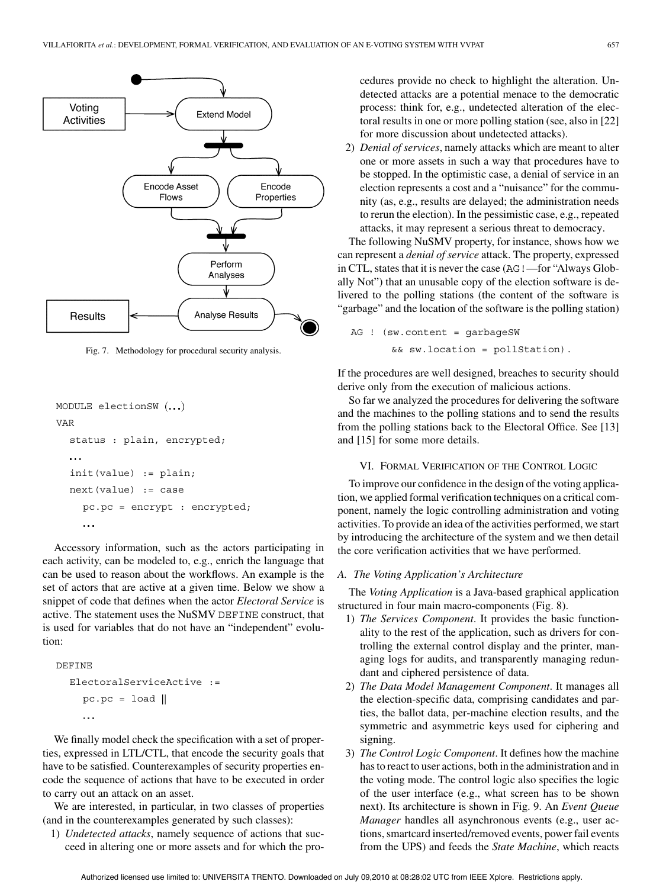Fig. 7. Methodology for procedural security analysis.

```
MODULE electionSW (...)
VAR
  status : plain, encrypted;
  ...
  init(value) := plain;
  next(value) := case
    pc.pc = encrypt : encrypted;
    ...
```

Accessory information, such as the actors participating in each activity, can be modeled to, e.g., enrich the language that can be used to reason about the workflows. An example is the set of actors that are active at a given time. Below we show a snippet of code that defines when the actor *Electoral Service* is active. The statement uses the NuSMV DEFINE construct, that is used for variables that do not have an "independent" evolution:

```
DEFINE
  ElectoralServiceActive :=
    pc.pc = load ||
    ...
```

We finally model check the specification with a set of properties, expressed in LTL/CTL, that encode the security goals that have to be satisfied. Counterexamples of security properties encode the sequence of actions that have to be executed in order to carry out an attack on an asset.

We are interested, in particular, in two classes of properties (and in the counterexamples generated by such classes):

1) *Undetected attacks*, namely sequence of actions that succeed in altering one or more assets and for which the procedures provide no check to highlight the alteration. Undetected attacks are a potential menace to the democratic process: think for, e.g., undetected alteration of the electoral results in one or more polling station (see, also in [22] for more discussion about undetected attacks).
2) *Denial of services*, namely attacks which are meant to alter one or more assets in such a way that procedures have to be stopped. In the optimistic case, a denial of service in an election represents a cost and a "nuisance" for the community (as, e.g., results are delayed; the administration needs to rerun the election). In the pessimistic case, e.g., repeated attacks, it may represent a serious threat to democracy.

The following NuSMV property, for instance, shows how we can represent a *denial of service* attack. The property, expressed in CTL, states that it is never the case (AG!—for "Always Globally Not") that an unusable copy of the election software is delivered to the polling stations (the content of the software is "garbage" and the location of the software is the polling station)

```
AG ! (sw.content = garbageSW
      && sw.location = pollStation).
```

If the procedures are well designed, breaches to security should derive only from the execution of malicious actions.

So far we analyzed the procedures for delivering the software and the machines to the polling stations and to send the results from the polling stations back to the Electoral Office. See [13] and [15] for some more details.

## VI. Formal Verification of the Control Logic

To improve our confidence in the design of the voting application, we applied formal verification techniques on a critical component, namely the logic controlling administration and voting activities. To provide an idea of the activities performed, we start by introducing the architecture of the system and we then detail the core verification activities that we have performed.

### A. The Voting Application's Architecture

The *Voting Application* is a Java-based graphical application structured in four main macro-components (Fig. 8).

1) *The Services Component*. It provides the basic functionality to the rest of the application, such as drivers for controlling the external control display and the printer, managing logs for audits, and transparently managing redundant and ciphered persistence of data.
2) *The Data Model Management Component*. It manages all the election-specific data, comprising candidates and parties, the ballot data, per-machine election results, and the symmetric and asymmetric keys used for ciphering and signing.
3) *The Control Logic Component*. It defines how the machine has to react to user actions, both in the administration and in the voting mode. The control logic also specifies the logic of the user interface (e.g., what screen has to be shown next). Its architecture is shown in Fig. 9. An *Event Queue Manager* handles all asynchronous events (e.g., user actions, smartcard inserted/removed events, power fail events from the UPS) and feeds the *State Machine*, which reacts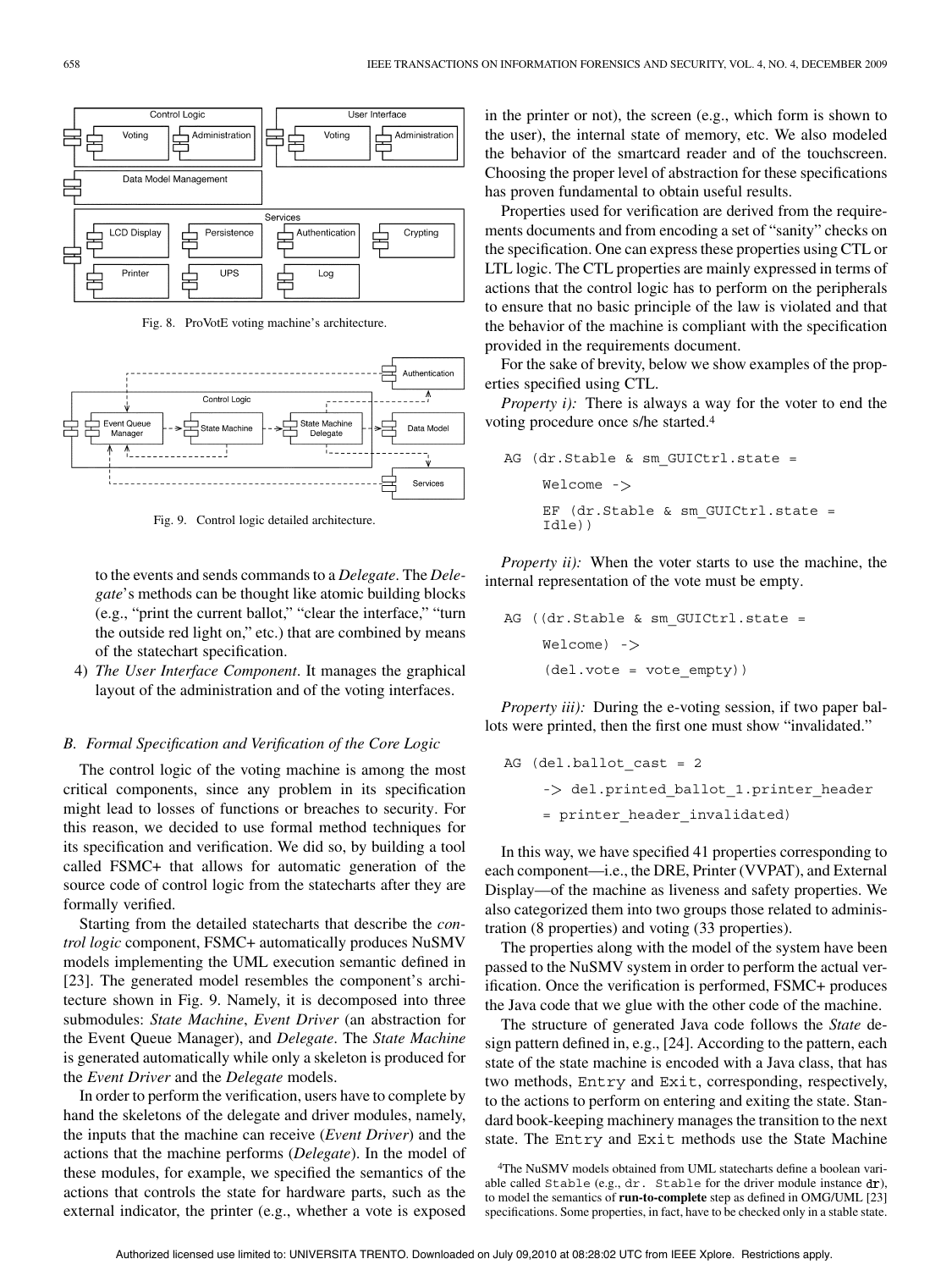Control Logic
Voting
Administration
User Interface
Voting
Administration
Data Model Management
Services
LCD Display
Persistence
Authentication
Crypting
Printer
UPS
Log

Fig. 8. ProVotE voting machine's architecture.

Authentication
Control Logic
Event Queue Manager
State Machine
State Machine Delegate
Data Model
Services

Fig. 9. Control logic detailed architecture.

to the events and sends commands to a *Delegate*. The *Delegate*'s methods can be thought like atomic building blocks (e.g., "print the current ballot," "clear the interface," "turn the outside red light on," etc.) that are combined by means of the statechart specification.

4) *The User Interface Component*. It manages the graphical layout of the administration and of the voting interfaces.

### *B. Formal Specification and Verification of the Core Logic*

The control logic of the voting machine is among the most critical components, since any problem in its specification might lead to losses of functions or breaches to security. For this reason, we decided to use formal method techniques for its specification and verification. We did so, by building a tool called FSMC+ that allows for automatic generation of the source code of control logic from the statecharts after they are formally verified.

Starting from the detailed statecharts that describe the *control logic* component, FSMC+ automatically produces NuSMV models implementing the UML execution semantic defined in [23]. The generated model resembles the component's architecture shown in Fig. 9. Namely, it is decomposed into three submodules: *State Machine*, *Event Driver* (an abstraction for the Event Queue Manager), and *Delegate*. The *State Machine* is generated automatically while only a skeleton is produced for the *Event Driver* and the *Delegate* models.

In order to perform the verification, users have to complete by hand the skeletons of the delegate and driver modules, namely, the inputs that the machine can receive (*Event Driver*) and the actions that the machine performs (*Delegate*). In the model of these modules, for example, we specified the semantics of the actions that controls the state for hardware parts, such as the external indicator, the printer (e.g., whether a vote is exposed in the printer or not), the screen (e.g., which form is shown to the user), the internal state of memory, etc. We also modeled the behavior of the smartcard reader and of the touchscreen. Choosing the proper level of abstraction for these specifications has proven fundamental to obtain useful results.

Properties used for verification are derived from the requirements documents and from encoding a set of "sanity" checks on the specification. One can express these properties using CTL or LTL logic. The CTL properties are mainly expressed in terms of actions that the control logic has to perform on the peripherals to ensure that no basic principle of the law is violated and that the behavior of the machine is compliant with the specification provided in the requirements document.

For the sake of brevity, below we show examples of the properties specified using CTL.

*Property i):* There is always a way for the voter to end the voting procedure once s/he started.[4]

```
AG (dr.Stable & sm_GUICtrl.state =
     Welcome ->
     EF (dr.Stable & sm_GUICtrl.state =
     Idle))
```

*Property ii):* When the voter starts to use the machine, the internal representation of the vote must be empty.

```
AG ((dr.Stable & sm_GUICtrl.state =
     Welcome) ->
     (del.vote = vote_empty))
```

*Property iii):* During the e-voting session, if two paper ballots were printed, then the first one must show "invalidated."

```
AG (del.ballot_cast = 2
     -> del.printed_ballot_1.printer_header
     = printer_header_invalidated)
```

In this way, we have specified 41 properties corresponding to each component—i.e., the DRE, Printer (VVPAT), and External Display—of the machine as liveness and safety properties. We also categorized them into two groups those related to administration (8 properties) and voting (33 properties).

The properties along with the model of the system have been passed to the NuSMV system in order to perform the actual verification. Once the verification is performed, FSMC+ produces the Java code that we glue with the other code of the machine.

The structure of generated Java code follows the *State* design pattern defined in, e.g., [24]. According to the pattern, each state of the state machine is encoded with a Java class, that has two methods, `Entry` and `Exit`, corresponding, respectively, to the actions to perform on entering and exiting the state. Standard book-keeping machinery manages the transition to the next state. The `Entry` and `Exit` methods use the State Machine

[4]The NuSMV models obtained from UML statecharts define a boolean variable called `Stable` (e.g., `dr. Stable` for the driver module instance `dr`), to model the semantics of **run-to-complete** step as defined in OMG/UML [23] specifications. Some properties, in fact, have to be checked only in a stable state.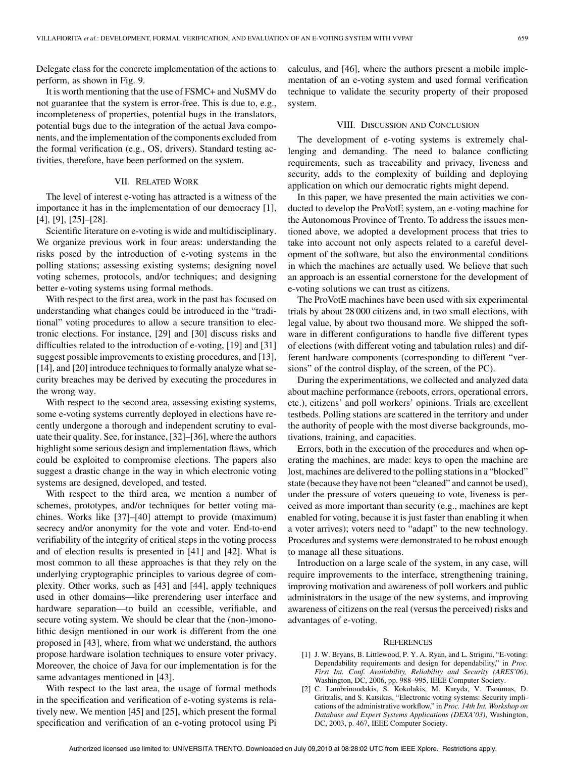Delegate class for the concrete implementation of the actions to perform, as shown in Fig. 9.

It is worth mentioning that the use of FSMC+ and NuSMV do not guarantee that the system is error-free. This is due to, e.g., incompleteness of properties, potential bugs in the translators, potential bugs due to the integration of the actual Java components, and the implementation of the components excluded from the formal verification (e.g., OS, drivers). Standard testing activities, therefore, have been performed on the system.

## VII. Related Work

The level of interest e-voting has attracted is a witness of the importance it has in the implementation of our democracy [1], [4], [9], [25]–[28].

Scientific literature on e-voting is wide and multidisciplinary. We organize previous work in four areas: understanding the risks posed by the introduction of e-voting systems in the polling stations; assessing existing systems; designing novel voting schemes, protocols, and/or techniques; and designing better e-voting systems using formal methods.

With respect to the first area, work in the past has focused on understanding what changes could be introduced in the "traditional" voting procedures to allow a secure transition to electronic elections. For instance, [29] and [30] discuss risks and difficulties related to the introduction of e-voting, [19] and [31] suggest possible improvements to existing procedures, and [13], [14], and [20] introduce techniques to formally analyze what security breaches may be derived by executing the procedures in the wrong way.

With respect to the second area, assessing existing systems, some e-voting systems currently deployed in elections have recently undergone a thorough and independent scrutiny to evaluate their quality. See, for instance, [32]–[36], where the authors highlight some serious design and implementation flaws, which could be exploited to compromise elections. The papers also suggest a drastic change in the way in which electronic voting systems are designed, developed, and tested.

With respect to the third area, we mention a number of schemes, prototypes, and/or techniques for better voting machines. Works like [37]–[40] attempt to provide (maximum) secrecy and/or anonymity for the vote and voter. End-to-end verifiability of the integrity of critical steps in the voting process and of election results is presented in [41] and [42]. What is most common to all these approaches is that they rely on the underlying cryptographic principles to various degree of complexity. Other works, such as [43] and [44], apply techniques used in other domains—like prerendering user interface and hardware separation—to build an ccessible, verifiable, and secure voting system. We should be clear that the (non-)monolithic design mentioned in our work is different from the one proposed in [43], where, from what we understand, the authors propose hardware isolation techniques to ensure voter privacy. Moreover, the choice of Java for our implementation is for the same advantages mentioned in [43].

With respect to the last area, the usage of formal methods in the specification and verification of e-voting systems is relatively new. We mention [45] and [25], which present the formal specification and verification of an e-voting protocol using Pi calculus, and [46], where the authors present a mobile implementation of an e-voting system and used formal verification technique to validate the security property of their proposed system.

## VIII. Discussion and Conclusion

The development of e-voting systems is extremely challenging and demanding. The need to balance conflicting requirements, such as traceability and privacy, liveness and security, adds to the complexity of building and deploying application on which our democratic rights might depend.

In this paper, we have presented the main activities we conducted to develop the ProVotE system, an e-voting machine for the Autonomous Province of Trento. To address the issues mentioned above, we adopted a development process that tries to take into account not only aspects related to a careful development of the software, but also the environmental conditions in which the machines are actually used. We believe that such an approach is an essential cornerstone for the development of e-voting solutions we can trust as citizens.

The ProVotE machines have been used with six experimental trials by about 28 000 citizens and, in two small elections, with legal value, by about two thousand more. We shipped the software in different configurations to handle five different types of elections (with different voting and tabulation rules) and different hardware components (corresponding to different "versions" of the control display, of the screen, of the PC).

During the experimentations, we collected and analyzed data about machine performance (reboots, errors, operational errors, etc.), citizens' and poll workers' opinions. Trials are excellent testbeds. Polling stations are scattered in the territory and under the authority of people with the most diverse backgrounds, motivations, training, and capacities.

Errors, both in the execution of the procedures and when operating the machines, are made: keys to open the machine are lost, machines are delivered to the polling stations in a "blocked" state (because they have not been "cleaned" and cannot be used), under the pressure of voters queueing to vote, liveness is perceived as more important than security (e.g., machines are kept enabled for voting, because it is just faster than enabling it when a voter arrives); voters need to "adapt" to the new technology. Procedures and systems were demonstrated to be robust enough to manage all these situations.

Introduction on a large scale of the system, in any case, will require improvements to the interface, strengthening training, improving motivation and awareness of poll workers and public administrators in the usage of the new systems, and improving awareness of citizens on the real (versus the perceived) risks and advantages of e-voting.

## References

[1] J. W. Bryans, B. Littlewood, P. Y. A. Ryan, and L. Strigini, "E-voting: Dependability requirements and design for dependability," in *Proc. First Int. Conf. Availability, Reliability and Security (ARES'06)*, Washington, DC, 2006, pp. 988–995, IEEE Computer Society.

[2] C. Lambrinoudakis, S. Kokolakis, M. Karyda, V. Tsoumas, D. Gritzalis, and S. Katsikas, "Electronic voting systems: Security implications of the administrative workflow," in *Proc. 14th Int. Workshop on Database and Expert Systems Applications (DEXA'03)*, Washington, DC, 2003, p. 467, IEEE Computer Society.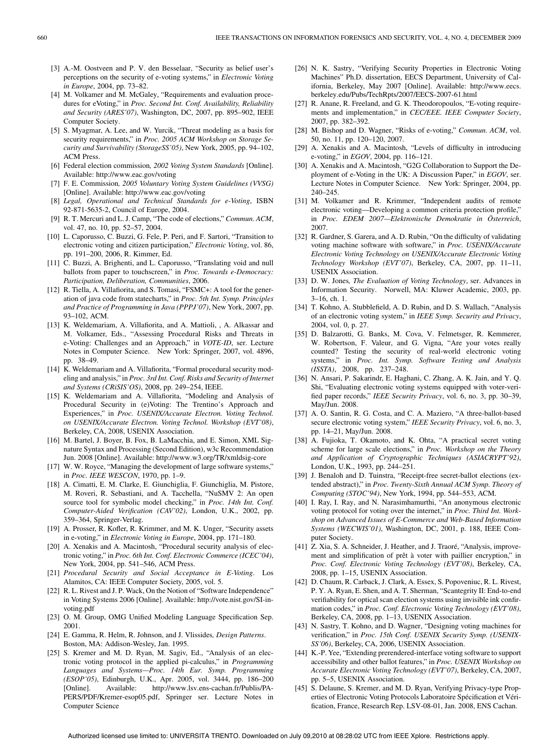[3] A.-M. Oostveen and P. V. den Besselaar, "Security as belief user's perceptions on the security of e-voting systems," in *Electronic Voting in Europe*, 2004, pp. 73–82.

[4] M. Volkamer and M. McGaley, "Requirements and evaluation procedures for eVoting," in *Proc. Second Int. Conf. Availability, Reliability and Security (ARES'07)*, Washington, DC, 2007, pp. 895–902, IEEE Computer Society.

[5] S. Myagmar, A. Lee, and W. Yurcik, "Threat modeling as a basis for security requirements," in *Proc. 2005 ACM Workshop on Storage Security and Survivability (StorageSS'05)*, New York, 2005, pp. 94–102, ACM Press.

[6] Federal election commission*, 2002 Voting System Standards* [Online]. Available: http://www.eac.gov/voting

[7] F. E. Commission*, 2005 Voluntary Voting System Guidelines (VVSG)* [Online]. Available: http://www.eac.gov/voting

[8] *Legal, Operational and Technical Standards for e-Voting*, ISBN 92-871-5635-2, Council of Europe, 2004.

[9] R. T. Mercuri and L. J. Camp, "The code of elections," *Commun. ACM*, vol. 47, no. 10, pp. 52–57, 2004.

[10] L. Caporusso, C. Buzzi, G. Fele, P. Peri, and F. Sartori, "Transition to electronic voting and citizen participation," *Electronic Voting*, vol. 86, pp. 191–200, 2006, R. Kimmer, Ed.

[11] C. Buzzi, A. Brighenti, and L. Caporusso, "Translating void and null ballots from paper to touchscreen," in *Proc. Towards e-Democracy: Participation, Deliberation, Communities*, 2006.

[12] R. Tiella, A. Villafiorita, and S. Tomasi, "FSMC+: A tool for the generation of java code from statecharts," in *Proc. 5th Int. Symp. Principles and Practice of Programming in Java (PPPJ'07)*, New York, 2007, pp. 93–102, ACM.

[13] K. Weldemariam, A. Villafiorita, and A. Mattioli, , A. Alkassar and M. Volkamer, Eds., "Assessing Procedural Risks and Threats in e-Voting: Challenges and an Approach," in *VOTE-ID*, ser. Lecture Notes in Computer Science. New York: Springer, 2007, vol. 4896, pp. 38–49.

[14] K. Weldemariam and A. Villafiorita, "Formal procedural security modeling and analysis," in *Proc. 3rd Int. Conf. Risks and Security of Internet and Systems (CRiSIS'OS)*, 2008, pp. 249–254, IEEE.

[15] K. Weldemariam and A. Villafiorita, "Modeling and Analysis of Procedural Security in (e)Voting: The Trentino's Approach and Experiences," in *Proc. USENIX/Accurate Electron. Voting Technol. on USENIX/Accurate Electron. Voting Technol. Workshop (EVT'08)*, Berkeley, CA, 2008, USENIX Association.

[16] M. Bartel, J. Boyer, B. Fox, B. LaMacchia, and E. Simon, XML Signature Syntax and Processing (Second Edition), w3c Recommendation Jun. 2008 [Online]. Available: http://www.w3.org/TR/xmldsig-core

[17] W. W. Royce, "Managing the development of large software systems," in *Proc. IEEE WESCON*, 1970, pp. 1–9.

[18] A. Cimatti, E. M. Clarke, E. Giunchiglia, F. Giunchiglia, M. Pistore, M. Roveri, R. Sebastiani, and A. Tacchella, "NuSMV 2: An open source tool for symbolic model checking," in *Proc. 14th Int. Conf. Computer-Aided Verification (CAV'02)*, London, U.K., 2002, pp. 359–364, Springer-Verlag.

[19] A. Prosser, R. Kofler, R. Krimmer, and M. K. Unger, "Security assets in e-voting," in *Electronic Voting in Europe*, 2004, pp. 171–180.

[20] A. Xenakis and A. Macintosh, "Procedural security analysis of electronic voting," in *Proc. 6th Int. Conf. Electronic Commerce (ICEC'04)*, New York, 2004, pp. 541–546, ACM Press.

[21] *Procedural Security and Social Acceptance in E-Voting*. Los Alamitos, CA: IEEE Computer Society, 2005, vol. 5.

[22] R. L. Rivest and J. P. Wack, On the Notion of "Software Independence" in Voting Systems 2006 [Online]. Available: http://vote.nist.gov/SI-in-voting.pdf

[23] O. M. Group, OMG Unified Modeling Language Specification Sep. 2001.

[24] E. Gamma, R. Helm, R. Johnson, and J. Vlissides*, Design Patterns*. Boston, MA: Addison-Wesley, Jan. 1995.

[25] S. Kremer and M. D. Ryan, M. Sagiv, Ed., "Analysis of an electronic voting protocol in the applied pi-calculus," in *Programming Languages and Systems—Proc. 14th Eur. Symp. Programming (ESOP'05)*, Edinburgh, U.K., Apr. 2005, vol. 3444, pp. 186–200 [Online]. Available: http://www.lsv.ens-cachan.fr/Publis/PAPERS/PDF/Kremer-esop05.pdf, Springer ser. Lecture Notes in Computer Science

[26] N. K. Sastry, "Verifying Security Properties in Electronic Voting Machines" Ph.D. dissertation, EECS Department, University of California, Berkeley, May 2007 [Online]. Available: http://www.eecs.berkeley.edu/Pubs/TechRpts/2007/EECS-2007-61.html

[27] R. Anane, R. Freeland, and G. K. Theodoropoulos, "E-voting requirements and implementation," in *CEC/EEE. IEEE Computer Society*, 2007, pp. 382–392.

[28] M. Bishop and D. Wagner, "Risks of e-voting," *Commun. ACM*, vol. 50, no. 11, pp. 120–120, 2007.

[29] A. Xenakis and A. Macintosh, "Levels of difficulty in introducing e-voting," in *EGOV*, 2004, pp. 116–121.

[30] A. Xenakis and A. Macintosh, "G2G Collaboration to Support the Deployment of e-Voting in the UK: A Discussion Paper," in *EGOV*, ser. Lecture Notes in Computer Science. New York: Springer, 2004, pp. 240–245.

[31] M. Volkamer and R. Krimmer, "Independent audits of remote electronic voting—Developing a common criteria protection profile," in *Proc. EDEM 2007—Elektronische Demokratie in Österreich*, 2007.

[32] R. Gardner, S. Garera, and A. D. Rubin, "On the difficulty of validating voting machine software with software," in *Proc. USENIX/Accurate Electronic Voting Technology on USENIX/Accurate Electronic Voting Technology Workshop (EVT'07)*, Berkeley, CA, 2007, pp. 11–11, USENIX Association.

[33] D. W. Jones*, The Evaluation of Voting Technology*, ser. Advances in Information Security. Norwell, MA: Kluwer Academic, 2003, pp. 3–16, ch. 1.

[34] T. Kohno, A. Stubblefield, A. D. Rubin, and D. S. Wallach, "Analysis of an electronic voting system," in *IEEE Symp. Security and Privacy*, 2004, vol. 0, p. 27.

[35] D. Balzarotti, G. Banks, M. Cova, V. Felmetsger, R. Kemmerer, W. Robertson, F. Valeur, and G. Vigna, "Are your votes really counted? Testing the security of real-world electronic voting systems," in *Proc. Int. Symp. Software Testing and Analysis (ISSTA)*, 2008, pp. 237–248.

[36] N. Ansari, P. Sakarindr, E. Haghani, C. Zhang, A. K. Jain, and Y. Q. Shi, "Evaluating electronic voting systems equipped with voter-verified paper records," *IEEE Security Privacy*, vol. 6, no. 3, pp. 30–39, May/Jun. 2008.

[37] A. O. Santin, R. G. Costa, and C. A. Maziero, "A three-ballot-based secure electronic voting system," *IEEE Security Privacy*, vol. 6, no. 3, pp. 14–21, May/Jun. 2008.

[38] A. Fujioka, T. Okamoto, and K. Ohta, "A practical secret voting scheme for large scale elections," in *Proc. Workshop on the Theory and Application of Cryptographic Techniques (ASIACRYPT'92)*, London, U.K., 1993, pp. 244–251.

[39] J. Benaloh and D. Tuinstra, "Receipt-free secret-ballot elections (extended abstract)," in *Proc. Twenty-Sixth Annual ACM Symp. Theory of Computing (STOC'94)*, New York, 1994, pp. 544–553, ACM.

[40] I. Ray, I. Ray, and N. Narasimhamurthi, "An anonymous electronic voting protocol for voting over the internet," in *Proc. Third Int. Workshop on Advanced Issues of E-Commerce and Web-Based Information Systems (WECWIS'01)*, Washington, DC, 2001, p. 188, IEEE Computer Society.

[41] Z. Xia, S. A. Schneider, J. Heather, and J. Traoré, "Analysis, improvement and simplification of prêt à voter with paillier encryption," in *Proc. Conf. Electronic Voting Technology (EVT'08)*, Berkeley, CA, 2008, pp. 1–15, USENIX Association.

[42] D. Chaum, R. Carback, J. Clark, A. Essex, S. Popoveniuc, R. L. Rivest, P. Y. A. Ryan, E. Shen, and A. T. Sherman, "Scantegrity II: End-to-end verifiability for optical scan election systems using invisible ink confirmation codes," in *Proc. Conf. Electronic Voting Technology (EVT'08)*, Berkeley, CA, 2008, pp. 1–13, USENIX Association.

[43] N. Sastry, T. Kohno, and D. Wagner, "Designing voting machines for verification," in *Proc. 15th Conf. USENIX Security Symp. (USENIX-SS'06)*, Berkeley, CA, 2006, USENIX Association.

[44] K.-P. Yee, "Extending prerendered-interface voting software to support accessibility and other ballot features," in *Proc. USENIX Workshop on Accurate Electronic Voting Technology (EVT'07)*, Berkeley, CA, 2007, pp. 5–5, USENIX Association.

[45] S. Delaune, S. Kremer, and M. D. Ryan, Verifying Privacy-type Properties of Electronic Voting Protocols Laboratoire Spécification et Vérification, France, Research Rep. LSV-08-01, Jan. 2008, ENS Cachan.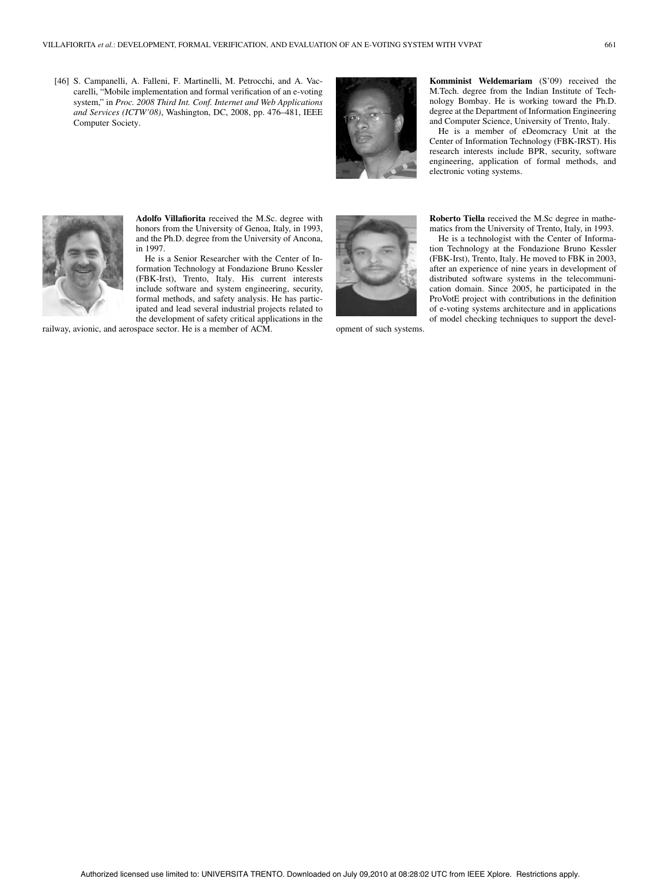[46] S. Campanelli, A. Falleni, F. Martinelli, M. Petrocchi, and A. Vaccarelli, "Mobile implementation and formal verification of an e-voting system," in *Proc. 2008 Third Int. Conf. Internet and Web Applications and Services (ICTW'08)*, Washington, DC, 2008, pp. 476–481, IEEE Computer Society.

**Adolfo Villafiorita** received the M.Sc. degree with honors from the University of Genoa, Italy, in 1993, and the Ph.D. degree from the University of Ancona, in 1997.

He is a Senior Researcher with the Center of Information Technology at Fondazione Bruno Kessler (FBK-Irst), Trento, Italy. His current interests include software and system engineering, security, formal methods, and safety analysis. He has participated and lead several industrial projects related to the development of safety critical applications in the railway, avionic, and aerospace sector. He is a member of ACM.

**Komminist Weldemariam** (S'09) received the M.Tech. degree from the Indian Institute of Technology Bombay. He is working toward the Ph.D. degree at the Department of Information Engineering and Computer Science, University of Trento, Italy.

He is a member of eDeomcracy Unit at the Center of Information Technology (FBK-IRST). His research interests include BPR, security, software engineering, application of formal methods, and electronic voting systems.

**Roberto Tiella** received the M.Sc degree in mathematics from the University of Trento, Italy, in 1993.

He is a technologist with the Center of Information Technology at the Fondazione Bruno Kessler (FBK-Irst), Trento, Italy. He moved to FBK in 2003, after an experience of nine years in development of distributed software systems in the telecommunication domain. Since 2005, he participated in the ProVotE project with contributions in the definition of e-voting systems architecture and in applications of model checking techniques to support the development of such systems.